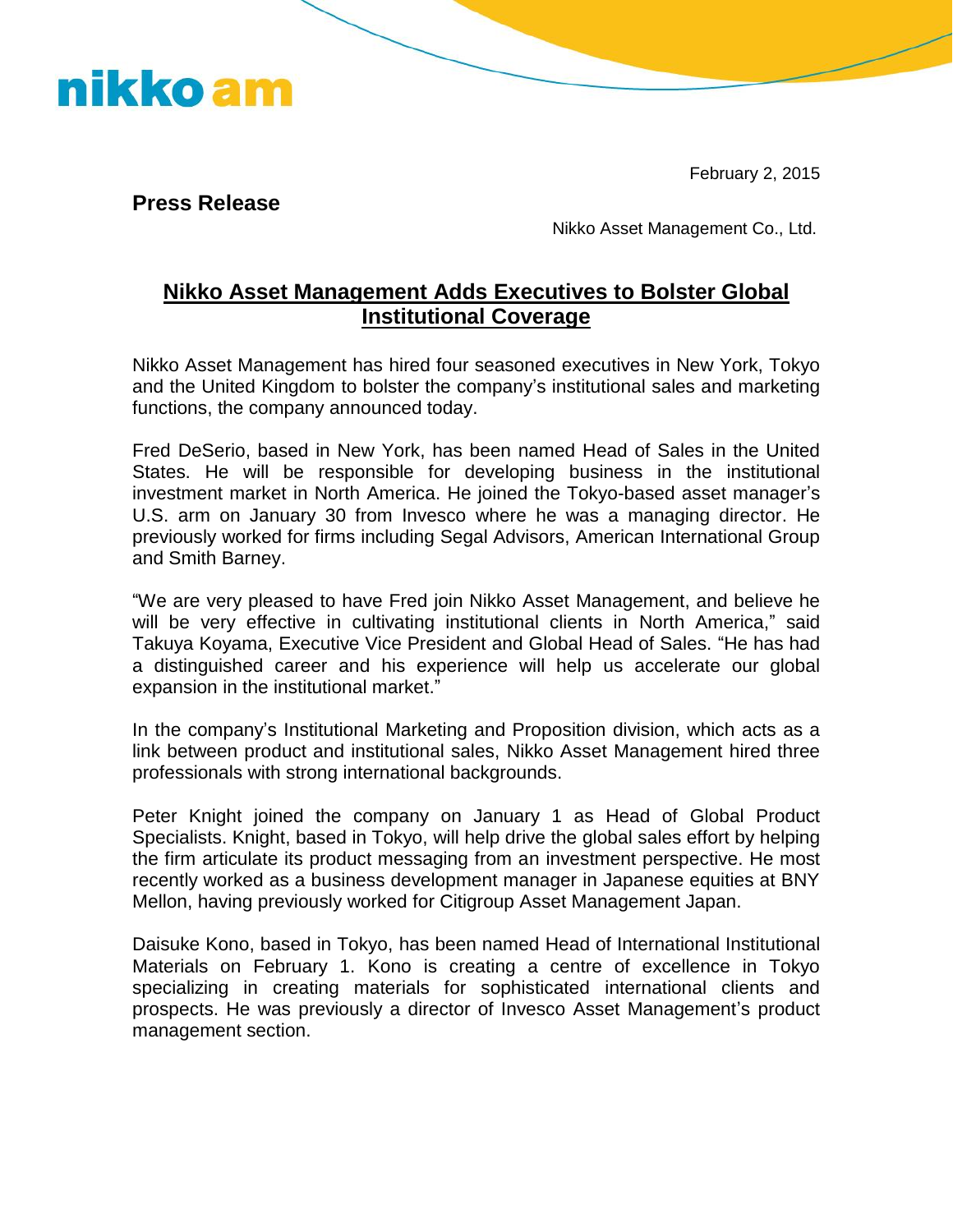nikko am

February 2, 2015

**Press Release**

Nikko Asset Management Co., Ltd.

## Nikko Asset Management Adds Executives to Bolster Global Institutional Coverage

Nikko Asset Management has hired four seasoned executives in New York, Tokyo and the United Kingdom to bolster the company's institutional sales and marketing functions, the company announced today.

Fred DeSerio, based in New York, has been named Head of Sales in the United States. He will be responsible for developing business in the institutional investment market in North America. He joined the Tokyo-based asset manager's U.S. arm on January 30 from Invesco where he was a managing director. He previously worked for firms including Segal Advisors, American International Group and Smith Barney.

"We are very pleased to have Fred join Nikko Asset Management, and believe he will be very effective in cultivating institutional clients in North America," said Takuya Koyama, Executive Vice President and Global Head of Sales. "He has had a distinguished career and his experience will help us accelerate our global expansion in the institutional market."

In the company's Institutional Marketing and Proposition division, which acts as a link between product and institutional sales, Nikko Asset Management hired three professionals with strong international backgrounds.

Peter Knight joined the company on January 1 as Head of Global Product Specialists. Knight, based in Tokyo, will help drive the global sales effort by helping the firm articulate its product messaging from an investment perspective. He most recently worked as a business development manager in Japanese equities at BNY Mellon, having previously worked for Citigroup Asset Management Japan.

Daisuke Kono, based in Tokyo, has been named Head of International Institutional Materials on February 1. Kono is creating a centre of excellence in Tokyo specializing in creating materials for sophisticated international clients and prospects. He was previously a director of Invesco Asset Management's product management section.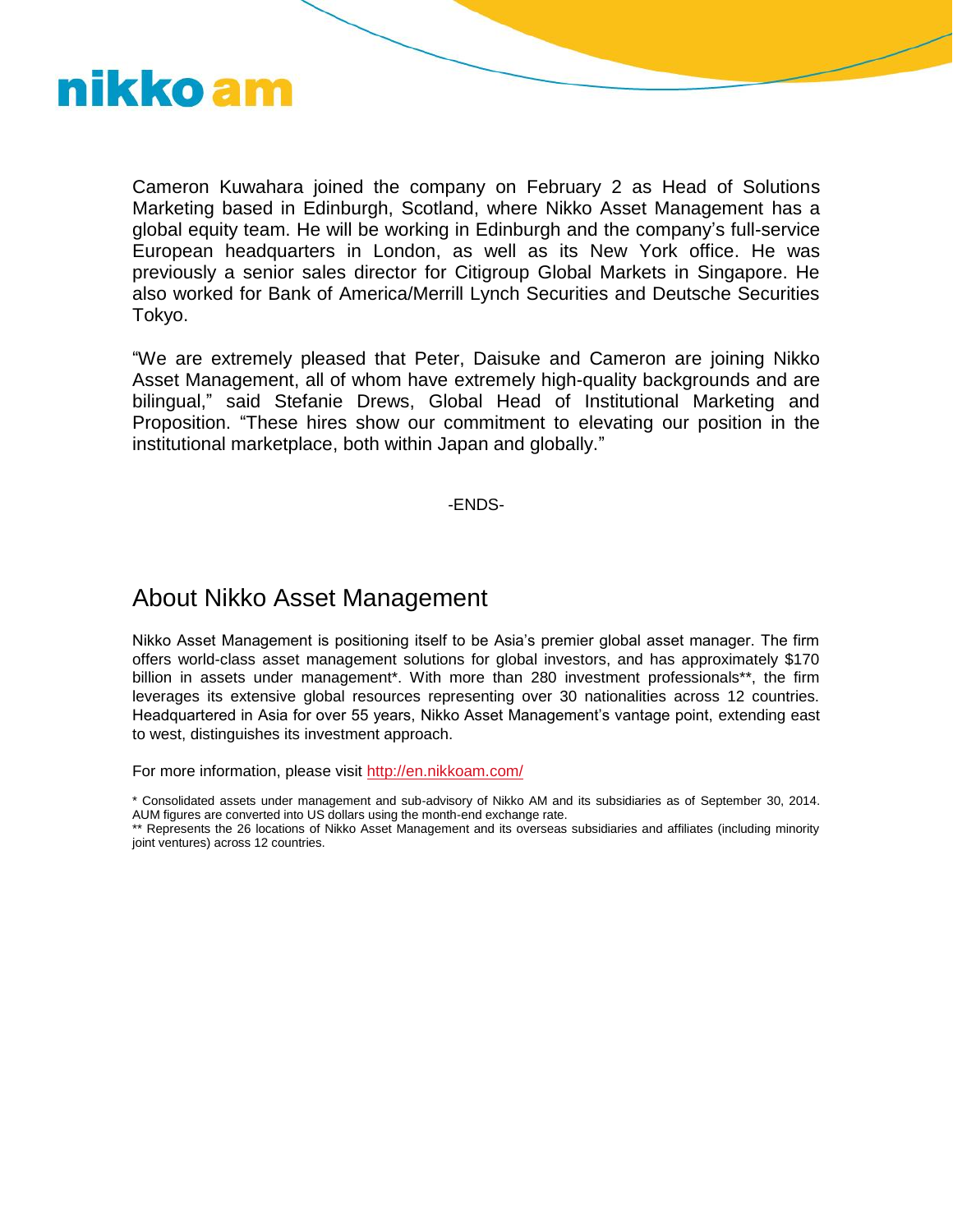Cameron Kuwahara joined the company on February 2 as Head of Solutions Marketing based in Edinburgh, Scotland, where Nikko Asset Management has a global equity team. He will be working in Edinburgh and the company's full-service European headquarters in London, as well as its New York office. He was previously a senior sales director for Citigroup Global Markets in Singapore. He also worked for Bank of America/Merrill Lynch Securities and Deutsche Securities Tokyo.

"We are extremely pleased that Peter, Daisuke and Cameron are joining Nikko Asset Management, all of whom have extremely high-quality backgrounds and are bilingual," said Stefanie Drews, Global Head of Institutional Marketing and Proposition. "These hires show our commitment to elevating our position in the institutional marketplace, both within Japan and globally."

-ENDS-

## About Nikko Asset Management

Nikko Asset Management is positioning itself to be Asia's premier global asset manager. The firm offers world-class asset management solutions for global investors, and has approximately $170 billion in assets under management*. With more than 280 investment professionals**, the firm leverages its extensive global resources representing over 30 nationalities across 12 countries. Headquartered in Asia for over 55 years, Nikko Asset Management's vantage point, extending east to west, distinguishes its investment approach.

For more information, please visit http://en.nikkoam.com/

* Consolidated assets under management and sub-advisory of Nikko AM and its subsidiaries as of September 30, 2014. AUM figures are converted into US dollars using the month-end exchange rate.
** Represents the 26 locations of Nikko Asset Management and its overseas subsidiaries and affiliates (including minority joint ventures) across 12 countries.